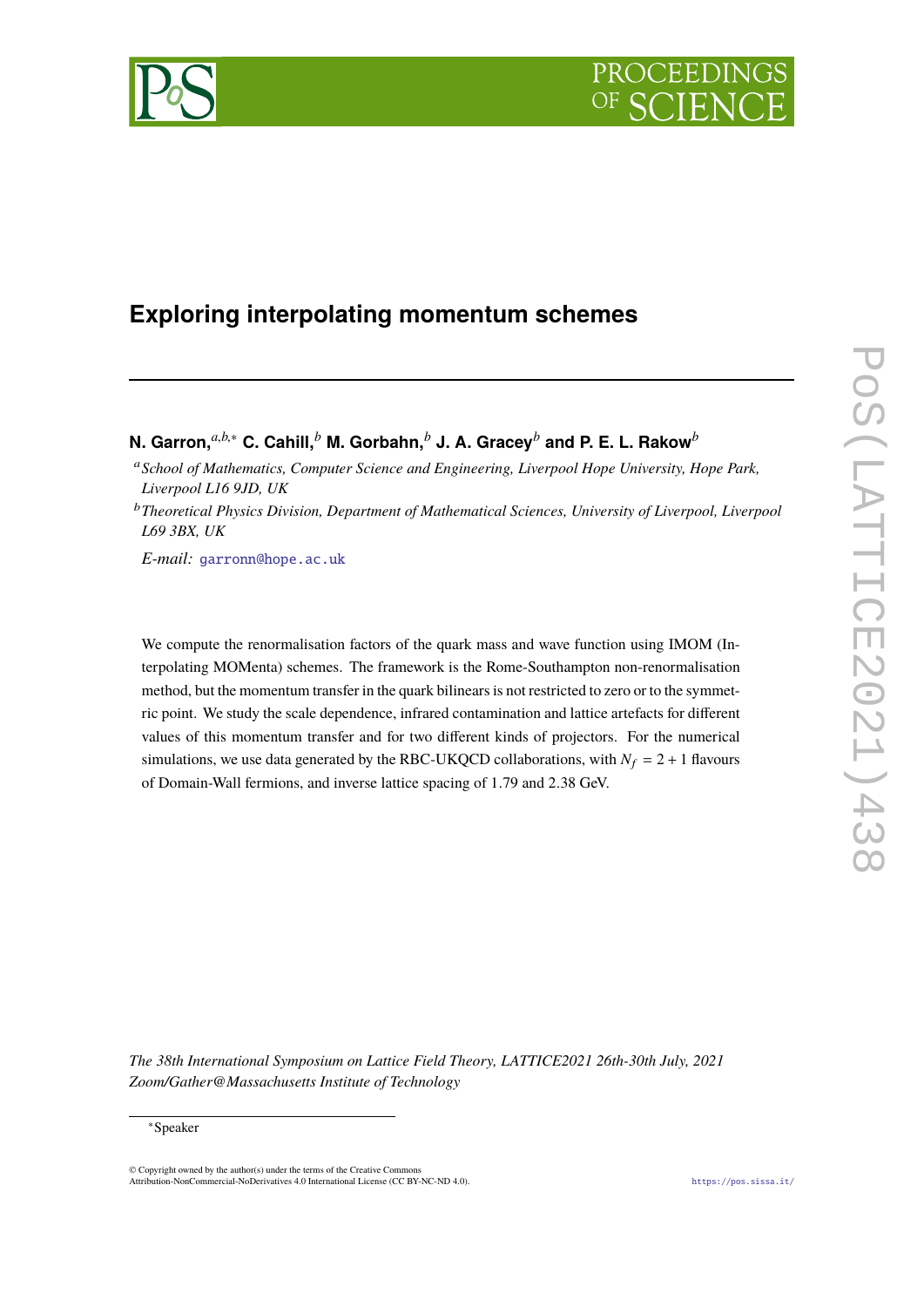# Exploring interpolating momentum schemes

**N. Garron,**[a,b,*] **C. Cahill,**[b] **M. Gorbahn,**[b] **J. A. Gracey**[b] **and P. E. L. Rakow**[b]

[a] *School of Mathematics, Computer Science and Engineering, Liverpool Hope University, Hope Park, Liverpool L16 9JD, UK*

[b] *Theoretical Physics Division, Department of Mathematical Sciences, University of Liverpool, Liverpool L69 3BX, UK*

*E-mail:* garronn@hope.ac.uk

We compute the renormalisation factors of the quark mass and wave function using IMOM (Interpolating MOMenta) schemes. The framework is the Rome-Southampton non-renormalisation method, but the momentum transfer in the quark bilinears is not restricted to zero or to the symmetric point. We study the scale dependence, infrared contamination and lattice artefacts for different values of this momentum transfer and for two different kinds of projectors. For the numerical simulations, we use data generated by the RBC-UKQCD collaborations, with $N_f = 2+1$ flavours of Domain-Wall fermions, and inverse lattice spacing of 1.79 and 2.38 GeV.

*The 38th International Symposium on Lattice Field Theory, LATTICE2021 26th-30th July, 2021 Zoom/Gather@Massachusetts Institute of Technology*

*Speaker

© Copyright owned by the author(s) under the terms of the Creative Commons Attribution-NonCommercial-NoDerivatives 4.0 International License (CC BY-NC-ND 4.0).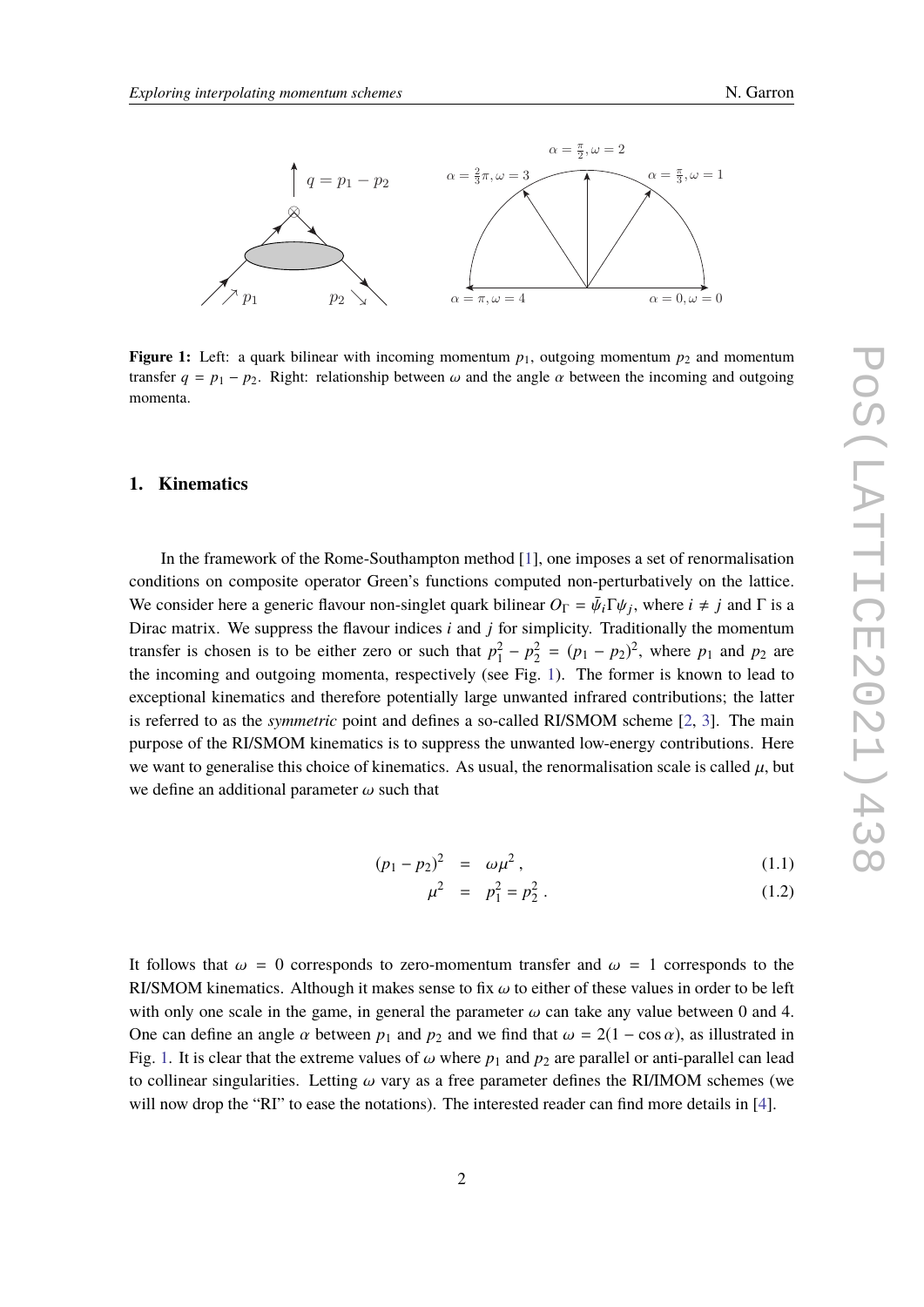**Figure 1:** Left: a quark bilinear with incoming momentum $p_1$, outgoing momentum $p_2$ and momentum transfer $q = p_1 - p_2$. Right: relationship between $\omega$ and the angle $\alpha$ between the incoming and outgoing momenta.

## 1. Kinematics

In the framework of the Rome-Southampton method [1], one imposes a set of renormalisation conditions on composite operator Green's functions computed non-perturbatively on the lattice. We consider here a generic flavour non-singlet quark bilinear $O_\Gamma = \bar{\psi}_i \Gamma \psi_j$, where $i \neq j$ and $\Gamma$ is a Dirac matrix. We suppress the flavour indices $i$ and $j$ for simplicity. Traditionally the momentum transfer is chosen is to be either zero or such that $p_1^2 - p_2^2 = (p_1 - p_2)^2$, where $p_1$ and $p_2$ are the incoming and outgoing momenta, respectively (see Fig. 1). The former is known to lead to exceptional kinematics and therefore potentially large unwanted infrared contributions; the latter is referred to as the *symmetric* point and defines a so-called RI/SMOM scheme [2, 3]. The main purpose of the RI/SMOM kinematics is to suppress the unwanted low-energy contributions. Here we want to generalise this choice of kinematics. As usual, the renormalisation scale is called $\mu$, but we define an additional parameter $\omega$ such that

$$
(p_1 - p_2)^2 = \omega \mu^2 \, , \tag{1.1}
$$

$$
\mu^2 = p_1^2 = p_2^2 \, . \tag{1.2}
$$

It follows that $\omega = 0$ corresponds to zero-momentum transfer and $\omega = 1$ corresponds to the RI/SMOM kinematics. Although it makes sense to fix $\omega$ to either of these values in order to be left with only one scale in the game, in general the parameter $\omega$ can take any value between 0 and 4. One can define an angle $\alpha$ between $p_1$ and $p_2$ and we find that $\omega = 2(1 - \cos\alpha)$, as illustrated in Fig. 1. It is clear that the extreme values of $\omega$ where $p_1$ and $p_2$ are parallel or anti-parallel can lead to collinear singularities. Letting $\omega$ vary as a free parameter defines the RI/IMOM schemes (we will now drop the "RI" to ease the notations). The interested reader can find more details in [4].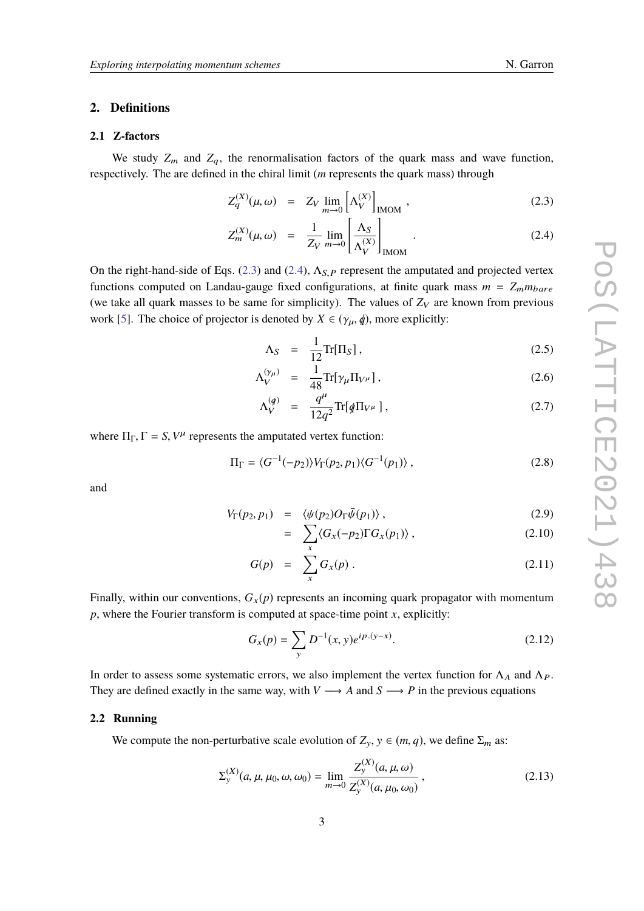## 2. Definitions

### 2.1 Z-factors

We study $Z_m$ and $Z_q$, the renormalisation factors of the quark mass and wave function, respectively. The are defined in the chiral limit ($m$ represents the quark mass) through

$$Z_q^{(X)}(\mu,\omega) \;=\; Z_V \lim_{m\to 0} \left[\Lambda_V^{(X)}\right]_{\mathrm{IMOM}} , \tag{2.3}$$

$$Z_m^{(X)}(\mu,\omega) \;=\; \frac{1}{Z_V} \lim_{m\to 0} \left[\frac{\Lambda_S}{\Lambda_V^{(X)}}\right]_{\mathrm{IMOM}} . \tag{2.4}$$

On the right-hand-side of Eqs. (2.3) and (2.4), $\Lambda_{S,P}$ represent the amputated and projected vertex functions computed on Landau-gauge fixed configurations, at finite quark mass $m = Z_m m_{bare}$ (we take all quark masses to be same for simplicity). The values of $Z_V$ are known from previous work [5]. The choice of projector is denoted by $X \in (\gamma_\mu, \not{q})$, more explicitly:

$$\Lambda_S \;=\; \frac{1}{12}\mathrm{Tr}[\Pi_S] , \tag{2.5}$$

$$\Lambda_V^{(\gamma_\mu)} \;=\; \frac{1}{48}\mathrm{Tr}[\gamma_\mu \Pi_{V^\mu}] , \tag{2.6}$$

$$\Lambda_V^{(\not{q})} \;=\; \frac{q^\mu}{12q^2}\mathrm{Tr}[\not{q}\,\Pi_{V^\mu}] , \tag{2.7}$$

where $\Pi_\Gamma, \Gamma = S, V^\mu$ represents the amputated vertex function:

$$\Pi_\Gamma = \langle G^{-1}(-p_2)\rangle V_\Gamma(p_2,p_1)\langle G^{-1}(p_1)\rangle , \tag{2.8}$$

and

$$V_\Gamma(p_2,p_1) \;=\; \langle \psi(p_2) O_\Gamma \bar{\psi}(p_1)\rangle , \tag{2.9}$$

$$\;=\; \sum_x \langle G_x(-p_2)\Gamma G_x(p_1)\rangle , \tag{2.10}$$

$$G(p) \;=\; \sum_x G_x(p) . \tag{2.11}$$

Finally, within our conventions, $G_x(p)$ represents an incoming quark propagator with momentum $p$, where the Fourier transform is computed at space-time point $x$, explicitly:

$$G_x(p) = \sum_y D^{-1}(x,y) e^{ip.(y-x)} . \tag{2.12}$$

In order to assess some systematic errors, we also implement the vertex function for $\Lambda_A$ and $\Lambda_P$. They are defined exactly in the same way, with $V \longrightarrow A$ and $S \longrightarrow P$ in the previous equations

### 2.2 Running

We compute the non-perturbative scale evolution of $Z_y$, $y \in (m, q)$, we define $\Sigma_m$ as:

$$\Sigma_y^{(X)}(a,\mu,\mu_0,\omega,\omega_0) = \lim_{m\to 0} \frac{Z_y^{(X)}(a,\mu,\omega)}{Z_y^{(X)}(a,\mu_0,\omega_0)} , \tag{2.13}$$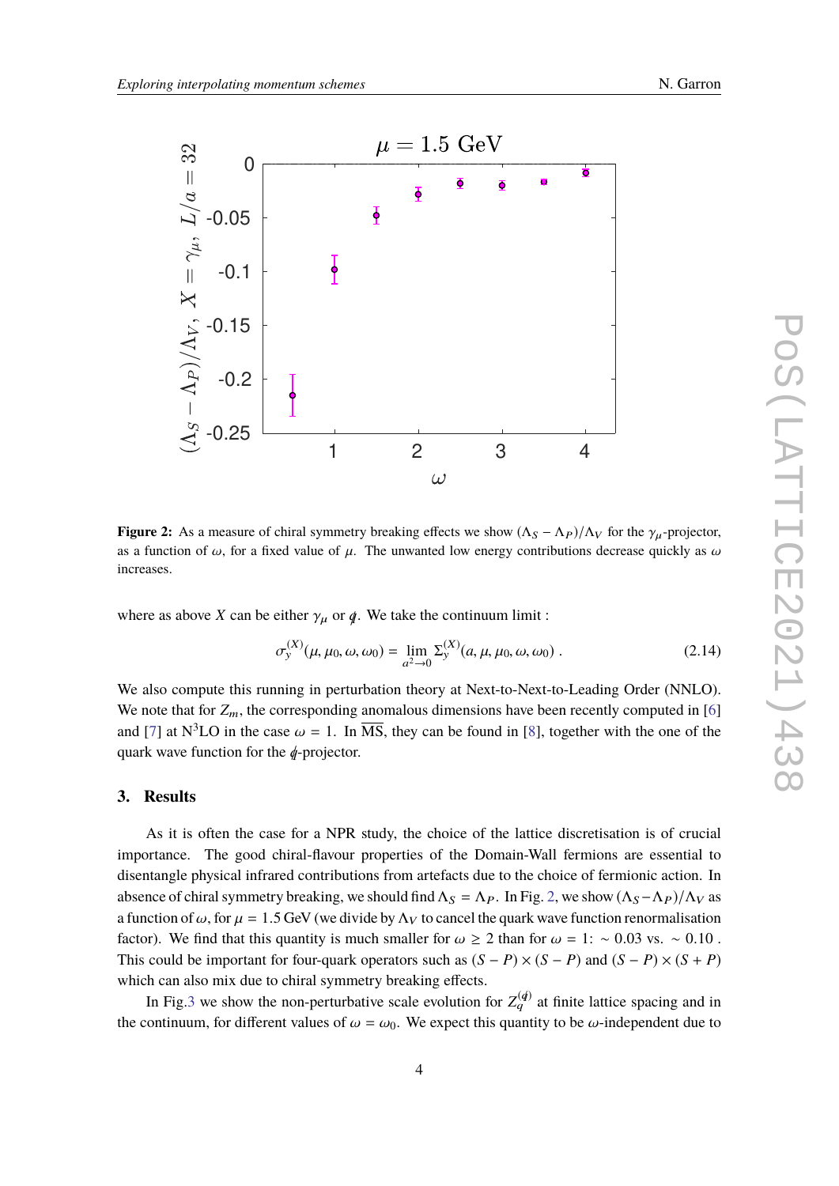**Figure 2:** As a measure of chiral symmetry breaking effects we show $(\Lambda_S - \Lambda_P)/\Lambda_V$ for the $\gamma_\mu$-projector, as a function of $\omega$, for a fixed value of $\mu$. The unwanted low energy contributions decrease quickly as $\omega$ increases.

where as above $X$ can be either $\gamma_\mu$ or $\not{q}$. We take the continuum limit :

$$\sigma_y^{(X)}(\mu, \mu_0, \omega, \omega_0) = \lim_{a^2 \to 0} \Sigma_y^{(X)}(a, \mu, \mu_0, \omega, \omega_0) \; . \tag{2.14}$$

We also compute this running in perturbation theory at Next-to-Next-to-Leading Order (NNLO). We note that for $Z_m$, the corresponding anomalous dimensions have been recently computed in [6] and [7] at N$^3$LO in the case $\omega = 1$. In $\overline{\text{MS}}$, they can be found in [8], together with the one of the quark wave function for the $\not{q}$-projector.

## 3. Results

As it is often the case for a NPR study, the choice of the lattice discretisation is of crucial importance. The good chiral-flavour properties of the Domain-Wall fermions are essential to disentangle physical infrared contributions from artefacts due to the choice of fermionic action. In absence of chiral symmetry breaking, we should find $\Lambda_S = \Lambda_P$. In Fig. 2, we show $(\Lambda_S - \Lambda_P)/\Lambda_V$ as a function of $\omega$, for $\mu = 1.5$ GeV (we divide by $\Lambda_V$ to cancel the quark wave function renormalisation factor). We find that this quantity is much smaller for $\omega \geq 2$ than for $\omega = 1$: $\sim 0.03$ vs. $\sim 0.10$ . This could be important for four-quark operators such as $(S - P) \times (S - P)$ and $(S - P) \times (S + P)$ which can also mix due to chiral symmetry breaking effects.

In Fig.3 we show the non-perturbative scale evolution for $Z_q^{(\not{q})}$ at finite lattice spacing and in the continuum, for different values of $\omega = \omega_0$. We expect this quantity to be $\omega$-independent due to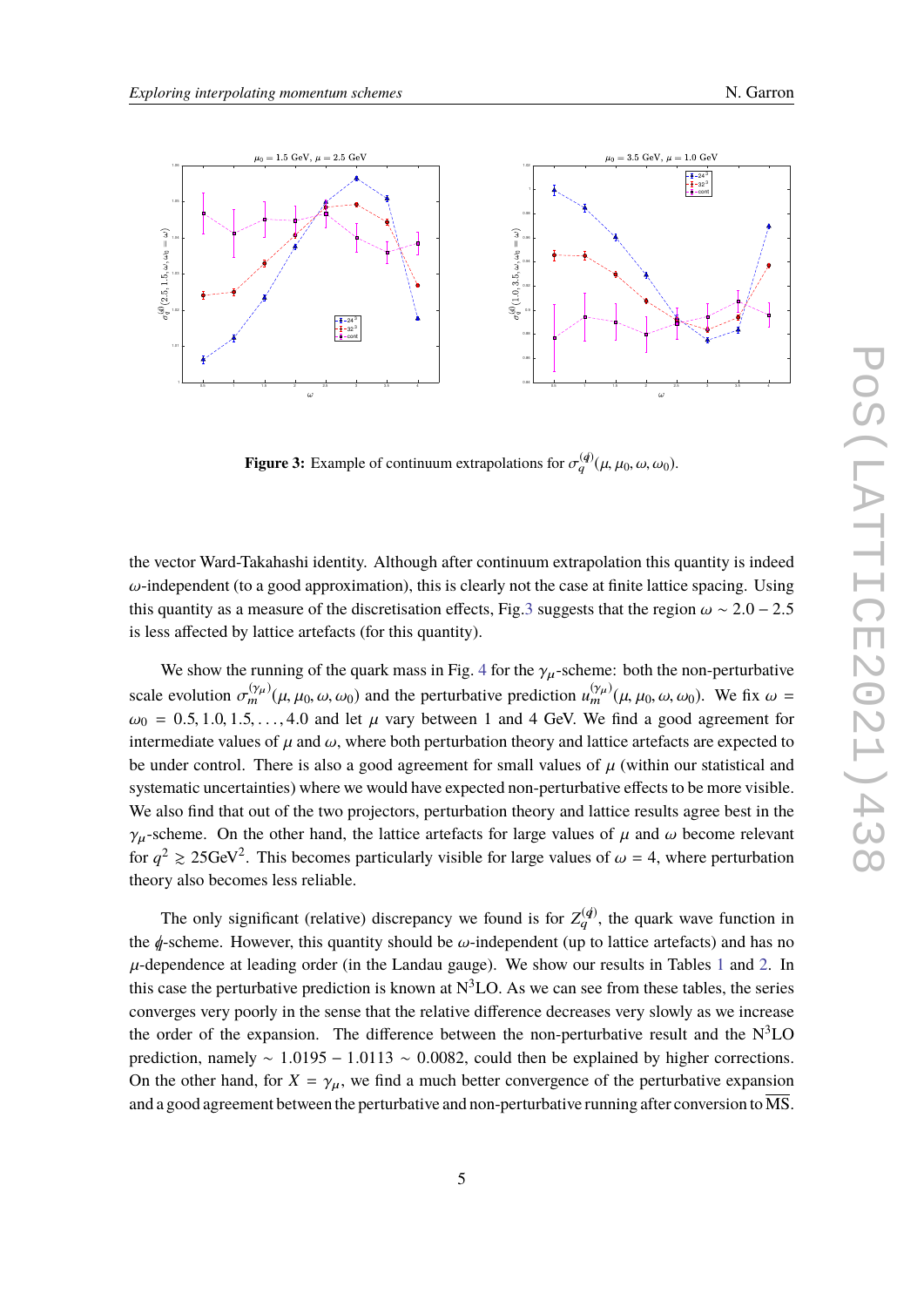**Figure 3:** Example of continuum extrapolations for $\sigma_q^{(\not{q})}(\mu, \mu_0, \omega, \omega_0)$.

the vector Ward-Takahashi identity. Although after continuum extrapolation this quantity is indeed $\omega$-independent (to a good approximation), this is clearly not the case at finite lattice spacing. Using this quantity as a measure of the discretisation effects, Fig.3 suggests that the region $\omega \sim 2.0 - 2.5$ is less affected by lattice artefacts (for this quantity).

We show the running of the quark mass in Fig. 4 for the $\gamma_\mu$-scheme: both the non-perturbative scale evolution $\sigma_m^{(\gamma_\mu)}(\mu, \mu_0, \omega, \omega_0)$ and the perturbative prediction $u_m^{(\gamma_\mu)}(\mu, \mu_0, \omega, \omega_0)$. We fix $\omega = \omega_0 = 0.5, 1.0, 1.5, \ldots, 4.0$ and let $\mu$ vary between 1 and 4 GeV. We find a good agreement for intermediate values of $\mu$ and $\omega$, where both perturbation theory and lattice artefacts are expected to be under control. There is also a good agreement for small values of $\mu$ (within our statistical and systematic uncertainties) where we would have expected non-perturbative effects to be more visible. We also find that out of the two projectors, perturbation theory and lattice results agree best in the $\gamma_\mu$-scheme. On the other hand, the lattice artefacts for large values of $\mu$ and $\omega$ become relevant for $q^2 \gtrsim 25\text{GeV}^2$. This becomes particularly visible for large values of $\omega = 4$, where perturbation theory also becomes less reliable.

The only significant (relative) discrepancy we found is for $Z_q^{(\not{q})}$, the quark wave function in the $\not{q}$-scheme. However, this quantity should be $\omega$-independent (up to lattice artefacts) and has no $\mu$-dependence at leading order (in the Landau gauge). We show our results in Tables 1 and 2. In this case the perturbative prediction is known at N$^3$LO. As we can see from these tables, the series converges very poorly in the sense that the relative difference decreases very slowly as we increase the order of the expansion. The difference between the non-perturbative result and the N$^3$LO prediction, namely $\sim 1.0195 - 1.0113 \sim 0.0082$, could then be explained by higher corrections. On the other hand, for $X = \gamma_\mu$, we find a much better convergence of the perturbative expansion and a good agreement between the perturbative and non-perturbative running after conversion to $\overline{\text{MS}}$.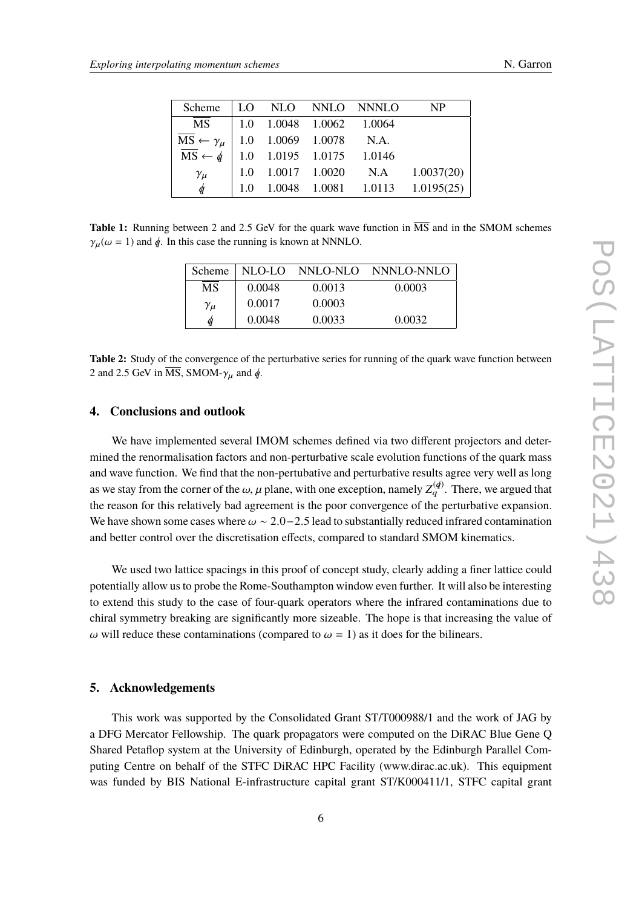| Scheme | LO | NLO | NNLO | NNNLO | NP |
|---|---|---|---|---|---|
| $\overline{\text{MS}}$ | 1.0 | 1.0048 | 1.0062 | 1.0064 | |
| $\overline{\text{MS}} \leftarrow \gamma_\mu$ | 1.0 | 1.0069 | 1.0078 | N.A. | |
| $\overline{\text{MS}} \leftarrow \not{q}$ | 1.0 | 1.0195 | 1.0175 | 1.0146 | |
| $\gamma_\mu$ | 1.0 | 1.0017 | 1.0020 | N.A | 1.0037(20) |
| $\not{q}$ | 1.0 | 1.0048 | 1.0081 | 1.0113 | 1.0195(25) |

**Table 1:** Running between 2 and 2.5 GeV for the quark wave function in $\overline{\text{MS}}$ and in the SMOM schemes $\gamma_\mu(\omega = 1)$ and $\not{q}$. In this case the running is known at NNNLO.

| Scheme | NLO-LO | NNLO-NLO | NNNLO-NNLO |
|---|---|---|---|
| $\overline{\text{MS}}$ | 0.0048 | 0.0013 | 0.0003 |
| $\gamma_\mu$ | 0.0017 | 0.0003 | |
| $\not{q}$ | 0.0048 | 0.0033 | 0.0032 |

**Table 2:** Study of the convergence of the perturbative series for running of the quark wave function between 2 and 2.5 GeV in $\overline{\text{MS}}$, SMOM-$\gamma_\mu$ and $\not{q}$.

## 4. Conclusions and outlook

We have implemented several IMOM schemes defined via two different projectors and determined the renormalisation factors and non-perturbative scale evolution functions of the quark mass and wave function. We find that the non-pertubative and perturbative results agree very well as long as we stay from the corner of the $\omega$, $\mu$ plane, with one exception, namely $Z_q^{(\not{q})}$. There, we argued that the reason for this relatively bad agreement is the poor convergence of the perturbative expansion. We have shown some cases where $\omega \sim 2.0 - 2.5$ lead to substantially reduced infrared contamination and better control over the discretisation effects, compared to standard SMOM kinematics.

We used two lattice spacings in this proof of concept study, clearly adding a finer lattice could potentially allow us to probe the Rome-Southampton window even further. It will also be interesting to extend this study to the case of four-quark operators where the infrared contaminations due to chiral symmetry breaking are significantly more sizeable. The hope is that increasing the value of $\omega$ will reduce these contaminations (compared to $\omega = 1$) as it does for the bilinears.

## 5. Acknowledgements

This work was supported by the Consolidated Grant ST/T000988/1 and the work of JAG by a DFG Mercator Fellowship. The quark propagators were computed on the DiRAC Blue Gene Q Shared Petaflop system at the University of Edinburgh, operated by the Edinburgh Parallel Computing Centre on behalf of the STFC DiRAC HPC Facility (www.dirac.ac.uk). This equipment was funded by BIS National E-infrastructure capital grant ST/K000411/1, STFC capital grant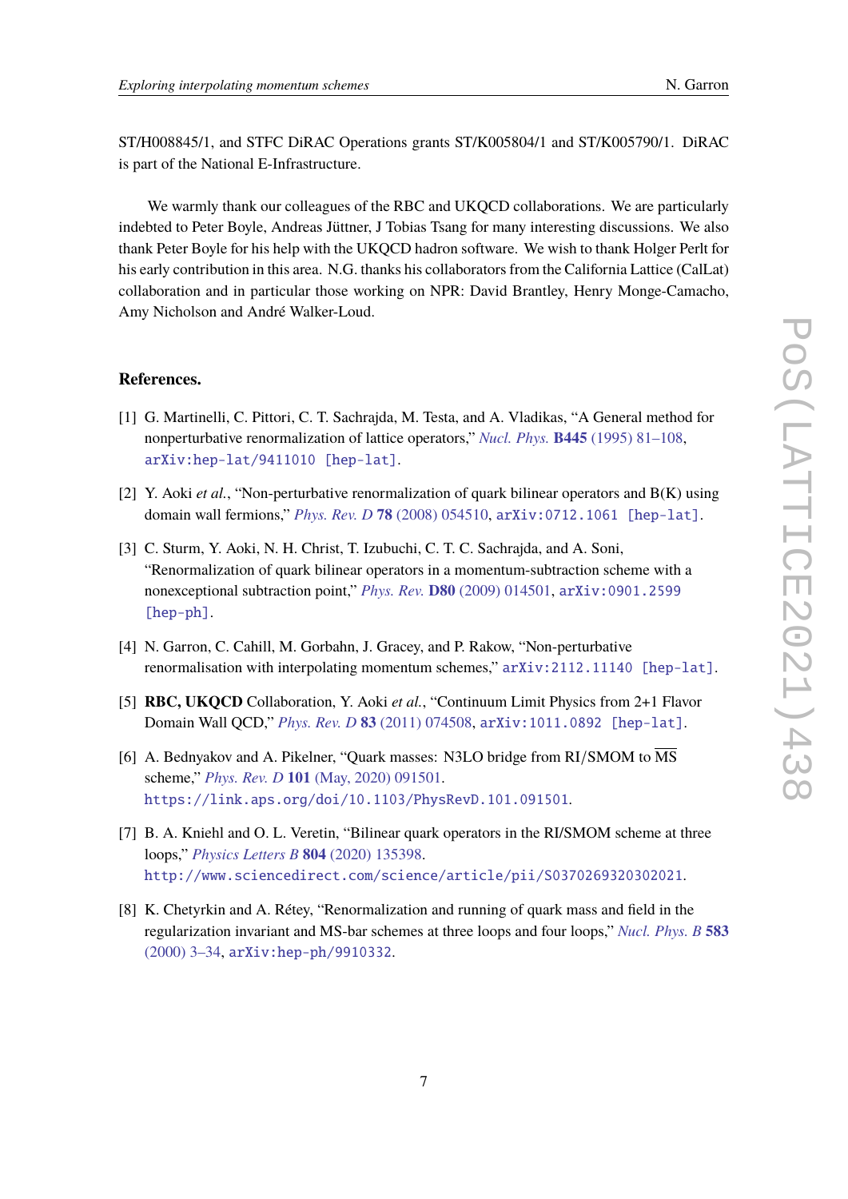ST/H008845/1, and STFC DiRAC Operations grants ST/K005804/1 and ST/K005790/1. DiRAC is part of the National E-Infrastructure.

We warmly thank our colleagues of the RBC and UKQCD collaborations. We are particularly indebted to Peter Boyle, Andreas Jüttner, J Tobias Tsang for many interesting discussions. We also thank Peter Boyle for his help with the UKQCD hadron software. We wish to thank Holger Perlt for his early contribution in this area. N.G. thanks his collaborators from the California Lattice (CalLat) collaboration and in particular those working on NPR: David Brantley, Henry Monge-Camacho, Amy Nicholson and André Walker-Loud.

## References.

[1] G. Martinelli, C. Pittori, C. T. Sachrajda, M. Testa, and A. Vladikas, "A General method for nonperturbative renormalization of lattice operators," *Nucl. Phys.* **B445** (1995) 81–108, arXiv:hep-lat/9411010 [hep-lat].

[2] Y. Aoki *et al.*, "Non-perturbative renormalization of quark bilinear operators and B(K) using domain wall fermions," *Phys. Rev. D* **78** (2008) 054510, arXiv:0712.1061 [hep-lat].

[3] C. Sturm, Y. Aoki, N. H. Christ, T. Izubuchi, C. T. C. Sachrajda, and A. Soni, "Renormalization of quark bilinear operators in a momentum-subtraction scheme with a nonexceptional subtraction point," *Phys. Rev.* **D80** (2009) 014501, arXiv:0901.2599 [hep-ph].

[4] N. Garron, C. Cahill, M. Gorbahn, J. Gracey, and P. Rakow, "Non-perturbative renormalisation with interpolating momentum schemes," arXiv:2112.11140 [hep-lat].

[5] **RBC, UKQCD** Collaboration, Y. Aoki *et al.*, "Continuum Limit Physics from 2+1 Flavor Domain Wall QCD," *Phys. Rev. D* **83** (2011) 074508, arXiv:1011.0892 [hep-lat].

[6] A. Bednyakov and A. Pikelner, "Quark masses: N3LO bridge from RI/SMOM to $\overline{\mathrm{MS}}$ scheme," *Phys. Rev. D* **101** (May, 2020) 091501. https://link.aps.org/doi/10.1103/PhysRevD.101.091501.

[7] B. A. Kniehl and O. L. Veretin, "Bilinear quark operators in the RI/SMOM scheme at three loops," *Physics Letters B* **804** (2020) 135398. http://www.sciencedirect.com/science/article/pii/S0370269320302021.

[8] K. Chetyrkin and A. Rétey, "Renormalization and running of quark mass and field in the regularization invariant and MS-bar schemes at three loops and four loops," *Nucl. Phys. B* **583** (2000) 3–34, arXiv:hep-ph/9910332.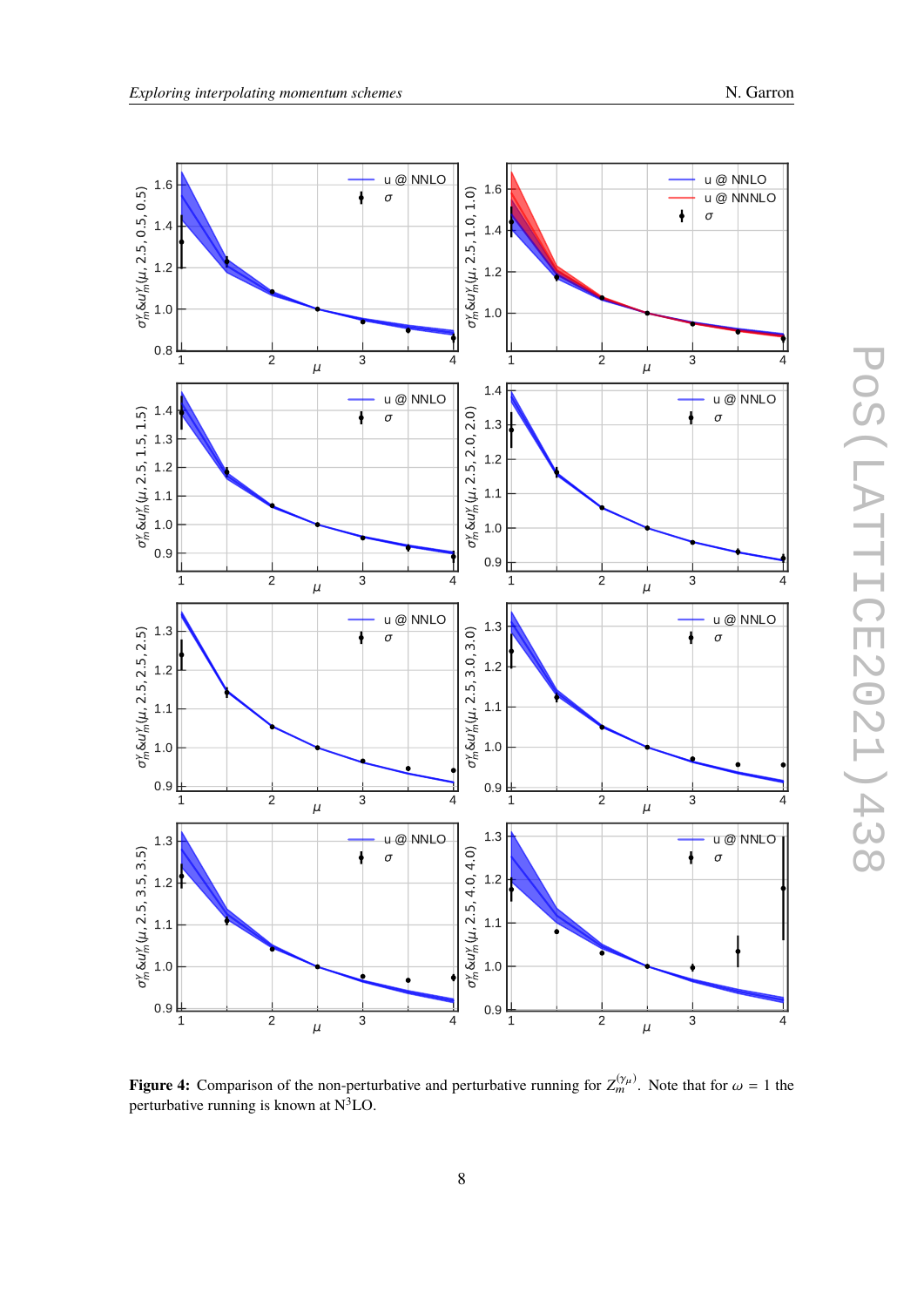u @ NNLO
$\sigma$
$\sigma_m^\gamma \& u_m^\gamma(\mu, 2.5, 0.5, 0.5)$
1.6
1.4
1.2
1.0
0.8
1
2
3
4
$\mu$

u @ NNLO
u @ NNNLO
$\sigma$
$\sigma_m^\gamma \& u_m^\gamma(\mu, 2.5, 1.0, 1.0)$
1.6
1.4
1.2
1.0
1
2
3
4
$\mu$

u @ NNLO
$\sigma$
$\sigma_m^\gamma \& u_m^\gamma(\mu, 2.5, 1.5, 1.5)$
1.4
1.3
1.2
1.1
1.0
0.9
1
2
3
4
$\mu$

u @ NNLO
$\sigma$
$\sigma_m^\gamma \& u_m^\gamma(\mu, 2.5, 2.0, 2.0)$
1.4
1.3
1.2
1.1
1.0
0.9
1
2
3
4
$\mu$

u @ NNLO
$\sigma$
$\sigma_m^\gamma \& u_m^\gamma(\mu, 2.5, 2.5, 2.5)$
1.3
1.2
1.1
1.0
0.9
1
2
3
4
$\mu$

u @ NNLO
$\sigma$
$\sigma_m^\gamma \& u_m^\gamma(\mu, 2.5, 3.0, 3.0)$
1.3
1.2
1.1
1.0
0.9
1
2
3
4
$\mu$

u @ NNLO
$\sigma$
$\sigma_m^\gamma \& u_m^\gamma(\mu, 2.5, 3.5, 3.5)$
1.3
1.2
1.1
1.0
0.9
1
2
3
4
$\mu$

u @ NNLO
$\sigma$
$\sigma_m^\gamma \& u_m^\gamma(\mu, 2.5, 4.0, 4.0)$
1.3
1.2
1.1
1.0
0.9
1
2
3
4
$\mu$

**Figure 4:** Comparison of the non-perturbative and perturbative running for $Z_m^{(\gamma_\mu)}$. Note that for $\omega = 1$ the perturbative running is known at N$^3$LO.